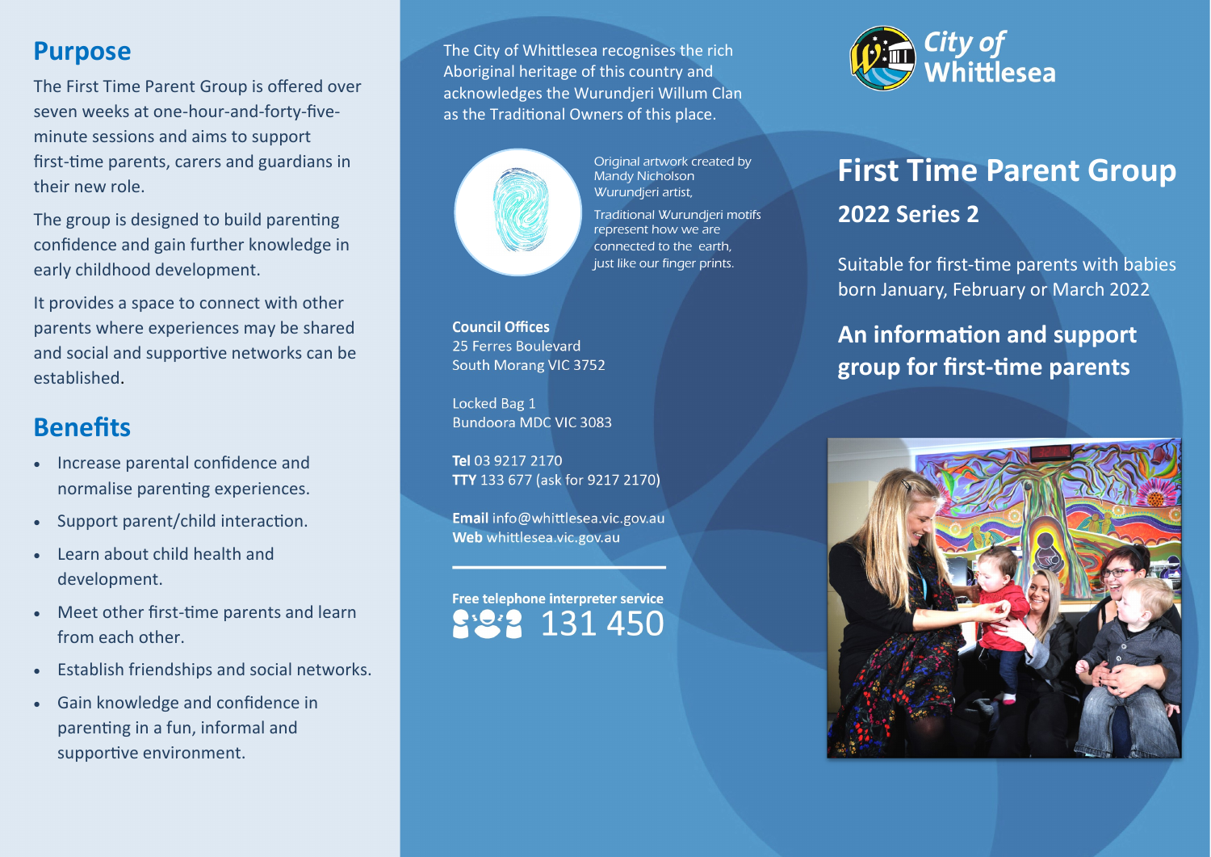## Purpose

The First Time Parent Group is offered over seven weeks at one-hour-and-forty-five-minute sessions and aims to support first-time parents, carers and guardians in their new role.

The group is designed to build parenting confidence and gain further knowledge in early childhood development.

It provides a space to connect with other parents where experiences may be shared and social and supportive networks can be established.

## Benefits

- Increase parental confidence and normalise parenting experiences.
- Support parent/child interaction.
- Learn about child health and development.
- Meet other first-time parents and learn from each other.
- Establish friendships and social networks.
- Gain knowledge and confidence in parenting in a fun, informal and supportive environment.

The City of Whittlesea recognises the rich Aboriginal heritage of this country and acknowledges the Wurundjeri Willum Clan as the Traditional Owners of this place.

*Original artwork created by Mandy Nicholson Wurundjeri artist,*

*Traditional Wurundjeri motifs represent how we are connected to the earth, just like our finger prints.*

**Council Offices**
25 Ferres Boulevard
South Morang VIC 3752

Locked Bag 1
Bundoora MDC VIC 3083

**Tel** 03 9217 2170
**TTY** 133 677 (ask for 9217 2170)

**Email** info@whittlesea.vic.gov.au
**Web** whittlesea.vic.gov.au

**Free telephone interpreter service**
131 450

City of Whittlesea

# First Time Parent Group

## 2022 Series 2

Suitable for first-time parents with babies born January, February or March 2022

## An information and support group for first-time parents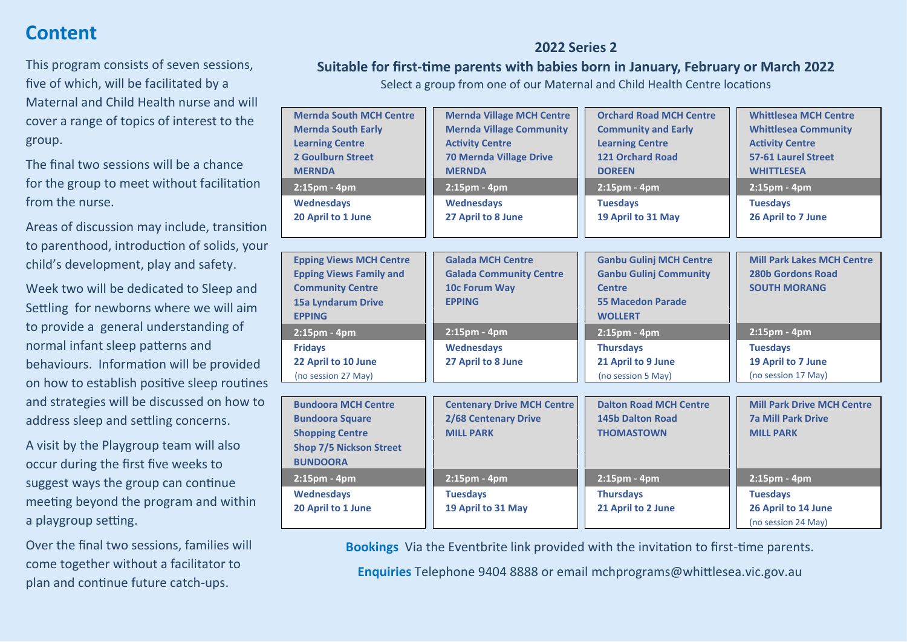## Content

This program consists of seven sessions, five of which, will be facilitated by a Maternal and Child Health nurse and will cover a range of topics of interest to the group.

The final two sessions will be a chance for the group to meet without facilitation from the nurse.

Areas of discussion may include, transition to parenthood, introduction of solids, your child's development, play and safety.

Week two will be dedicated to Sleep and Settling for newborns where we will aim to provide a general understanding of normal infant sleep patterns and behaviours. Information will be provided on how to establish positive sleep routines and strategies will be discussed on how to address sleep and settling concerns.

A visit by the Playgroup team will also occur during the first five weeks to suggest ways the group can continue meeting beyond the program and within a playgroup setting.

Over the final two sessions, families will come together without a facilitator to plan and continue future catch-ups.

**2022 Series 2**

**Suitable for first-time parents with babies born in January, February or March 2022**

Select a group from one of our Maternal and Child Health Centre locations

| | | | |
|---|---|---|---|
| **Mernda South MCH Centre**<br>**Mernda South Early Learning Centre**<br>**2 Goulburn Street**<br>**MERNDA**<br>**2:15pm - 4pm**<br>**Wednesdays**<br>**20 April to 1 June** | **Mernda Village MCH Centre**<br>**Mernda Village Community Activity Centre**<br>**70 Mernda Village Drive**<br>**MERNDA**<br>**2:15pm - 4pm**<br>**Wednesdays**<br>**27 April to 8 June** | **Orchard Road MCH Centre**<br>**Community and Early Learning Centre**<br>**121 Orchard Road**<br>**DOREEN**<br>**2:15pm - 4pm**<br>**Tuesdays**<br>**19 April to 31 May** | **Whittlesea MCH Centre**<br>**Whittlesea Community Activity Centre**<br>**57-61 Laurel Street**<br>**WHITTLESEA**<br>**2:15pm - 4pm**<br>**Tuesdays**<br>**26 April to 7 June** |
| **Epping Views MCH Centre**<br>**Epping Views Family and Community Centre**<br>**15a Lyndarum Drive**<br>**EPPING**<br>**2:15pm - 4pm**<br>**Fridays**<br>**22 April to 10 June**<br>(no session 27 May) | **Galada MCH Centre**<br>**Galada Community Centre**<br>**10c Forum Way**<br>**EPPING**<br>**2:15pm - 4pm**<br>**Wednesdays**<br>**27 April to 8 June** | **Ganbu Gulinj MCH Centre**<br>**Ganbu Gulinj Community Centre**<br>**55 Macedon Parade**<br>**WOLLERT**<br>**2:15pm - 4pm**<br>**Thursdays**<br>**21 April to 9 June**<br>(no session 5 May) | **Mill Park Lakes MCH Centre**<br>**280b Gordons Road**<br>**SOUTH MORANG**<br>**2:15pm - 4pm**<br>**Tuesdays**<br>**19 April to 7 June**<br>(no session 17 May) |
| **Bundoora MCH Centre**<br>**Bundoora Square Shopping Centre**<br>**Shop 7/5 Nickson Street**<br>**BUNDOORA**<br>**2:15pm - 4pm**<br>**Wednesdays**<br>**20 April to 1 June** | **Centenary Drive MCH Centre**<br>**2/68 Centenary Drive**<br>**MILL PARK**<br>**2:15pm - 4pm**<br>**Tuesdays**<br>**19 April to 31 May** | **Dalton Road MCH Centre**<br>**145b Dalton Road**<br>**THOMASTOWN**<br>**2:15pm - 4pm**<br>**Thursdays**<br>**21 April to 2 June** | **Mill Park Drive MCH Centre**<br>**7a Mill Park Drive**<br>**MILL PARK**<br>**2:15pm - 4pm**<br>**Tuesdays**<br>**26 April to 14 June**<br>(no session 24 May) |

**Bookings** Via the Eventbrite link provided with the invitation to first-time parents.

**Enquiries** Telephone 9404 8888 or email mchprograms@whittlesea.vic.gov.au